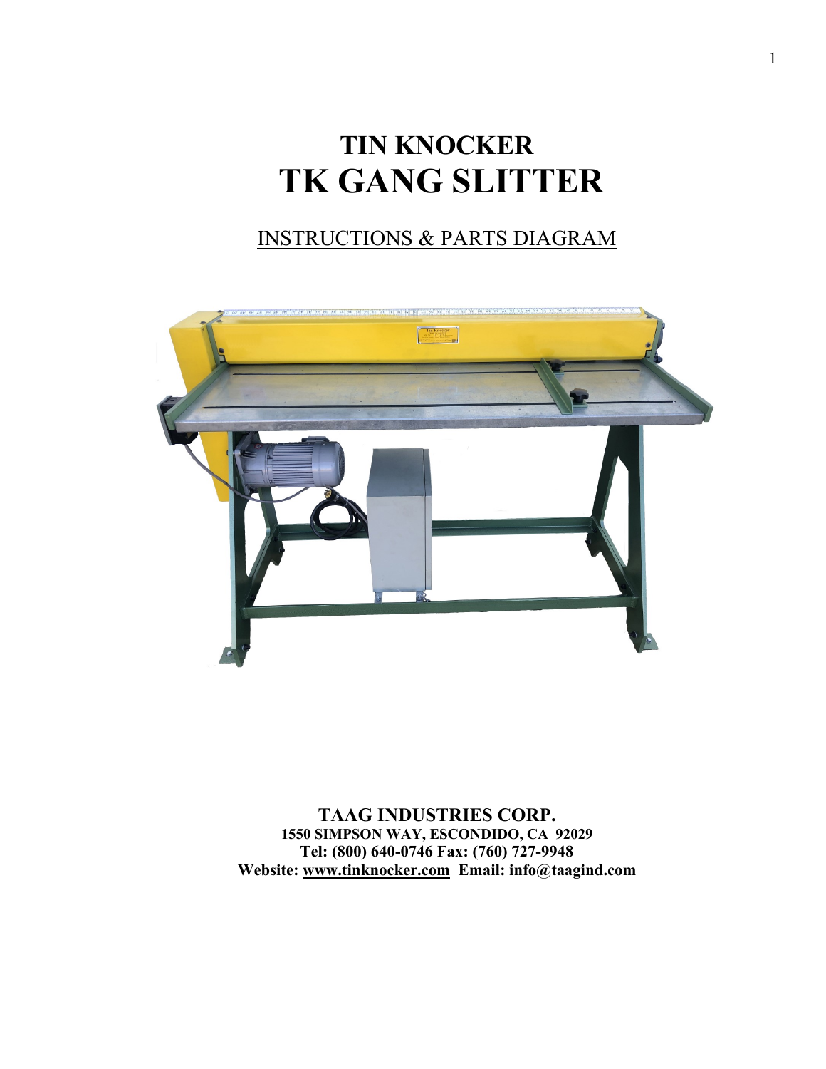# TIN KNOCKER

# TK GANG SLITTER

INSTRUCTIONS & PARTS DIAGRAM

**TAAG INDUSTRIES CORP.**
**1550 SIMPSON WAY, ESCONDIDO, CA 92029**
**Tel: (800) 640-0746 Fax: (760) 727-9948**
**Website: www.tinknocker.com Email: info@taagind.com**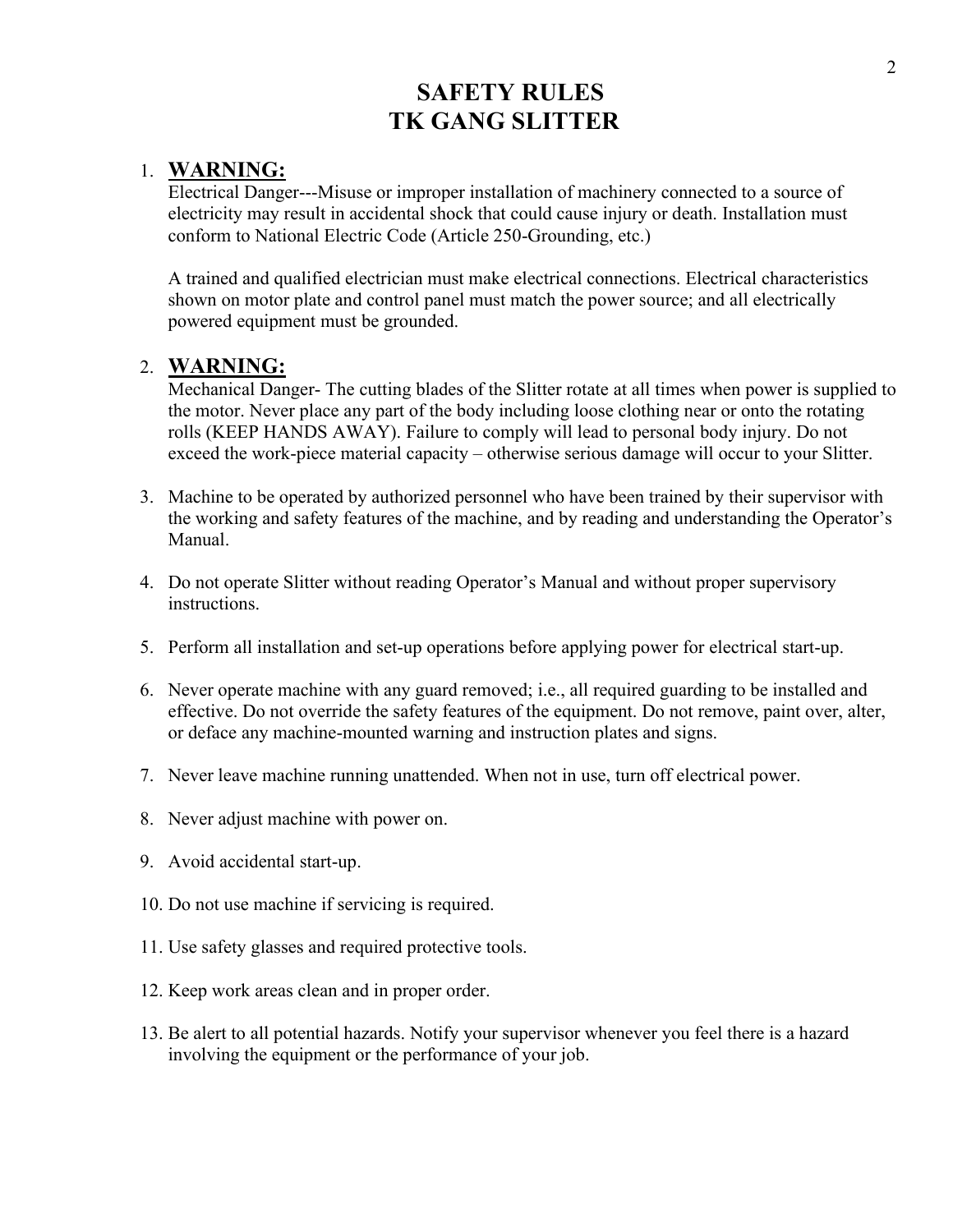# SAFETY RULES
# TK GANG SLITTER

1. **WARNING:**
   Electrical Danger---Misuse or improper installation of machinery connected to a source of electricity may result in accidental shock that could cause injury or death. Installation must conform to National Electric Code (Article 250-Grounding, etc.)

   A trained and qualified electrician must make electrical connections. Electrical characteristics shown on motor plate and control panel must match the power source; and all electrically powered equipment must be grounded.

2. **WARNING:**
   Mechanical Danger- The cutting blades of the Slitter rotate at all times when power is supplied to the motor. Never place any part of the body including loose clothing near or onto the rotating rolls (KEEP HANDS AWAY). Failure to comply will lead to personal body injury. Do not exceed the work-piece material capacity – otherwise serious damage will occur to your Slitter.

3. Machine to be operated by authorized personnel who have been trained by their supervisor with the working and safety features of the machine, and by reading and understanding the Operator's Manual.

4. Do not operate Slitter without reading Operator's Manual and without proper supervisory instructions.

5. Perform all installation and set-up operations before applying power for electrical start-up.

6. Never operate machine with any guard removed; i.e., all required guarding to be installed and effective. Do not override the safety features of the equipment. Do not remove, paint over, alter, or deface any machine-mounted warning and instruction plates and signs.

7. Never leave machine running unattended. When not in use, turn off electrical power.

8. Never adjust machine with power on.

9. Avoid accidental start-up.

10. Do not use machine if servicing is required.

11. Use safety glasses and required protective tools.

12. Keep work areas clean and in proper order.

13. Be alert to all potential hazards. Notify your supervisor whenever you feel there is a hazard involving the equipment or the performance of your job.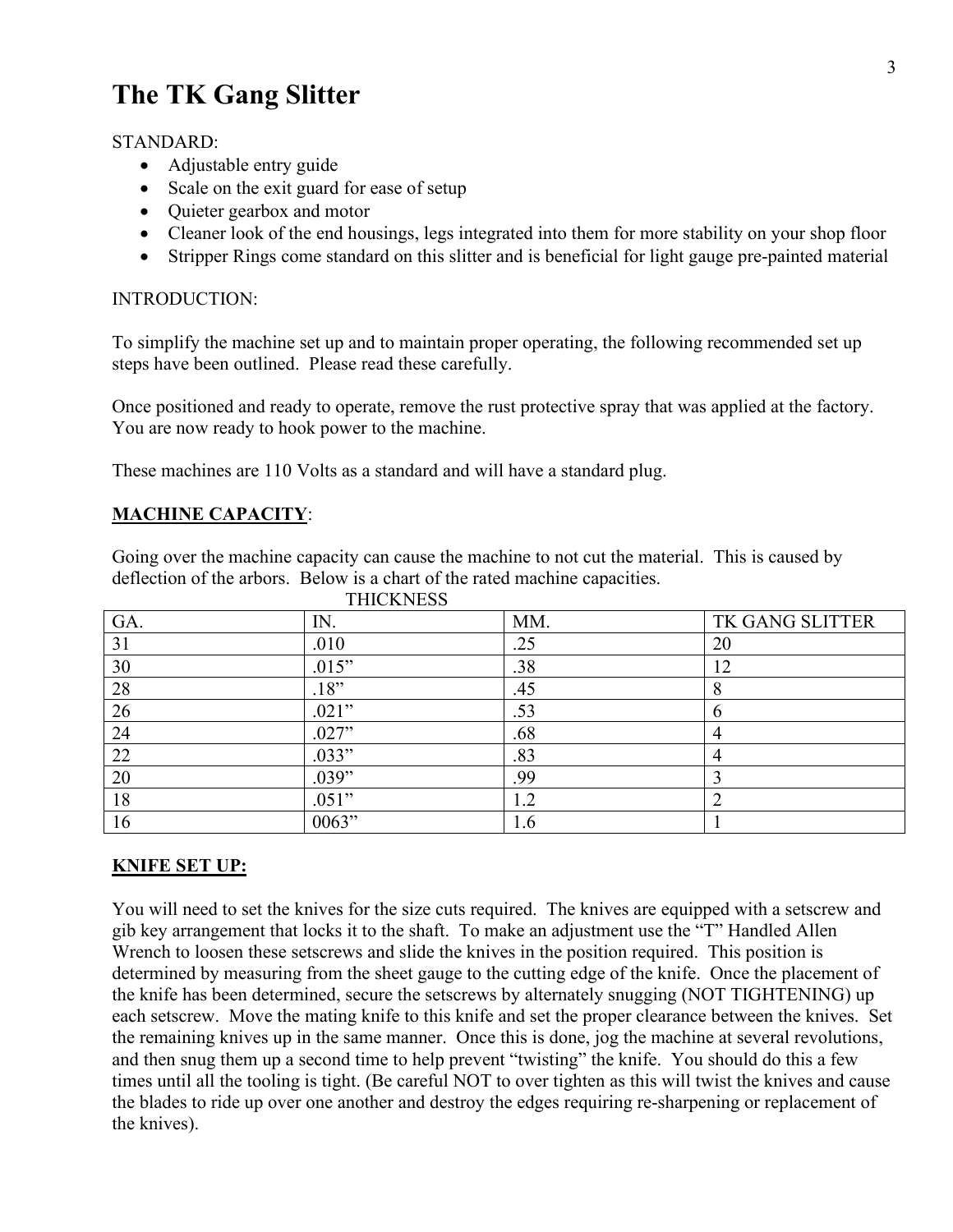# The TK Gang Slitter

STANDARD:

- Adjustable entry guide
- Scale on the exit guard for ease of setup
- Quieter gearbox and motor
- Cleaner look of the end housings, legs integrated into them for more stability on your shop floor
- Stripper Rings come standard on this slitter and is beneficial for light gauge pre-painted material

INTRODUCTION:

To simplify the machine set up and to maintain proper operating, the following recommended set up steps have been outlined. Please read these carefully.

Once positioned and ready to operate, remove the rust protective spray that was applied at the factory. You are now ready to hook power to the machine.

These machines are 110 Volts as a standard and will have a standard plug.

**MACHINE CAPACITY**:

Going over the machine capacity can cause the machine to not cut the material. This is caused by deflection of the arbors. Below is a chart of the rated machine capacities.

| | THICKNESS | | |
|---|---|---|---|
| GA. | IN. | MM. | TK GANG SLITTER |
| 31 | .010 | .25 | 20 |
| 30 | .015” | .38 | 12 |
| 28 | .18” | .45 | 8 |
| 26 | .021” | .53 | 6 |
| 24 | .027” | .68 | 4 |
| 22 | .033” | .83 | 4 |
| 20 | .039” | .99 | 3 |
| 18 | .051” | 1.2 | 2 |
| 16 | 0063” | 1.6 | 1 |

**KNIFE SET UP:**

You will need to set the knives for the size cuts required. The knives are equipped with a setscrew and gib key arrangement that locks it to the shaft. To make an adjustment use the “T” Handled Allen Wrench to loosen these setscrews and slide the knives in the position required. This position is determined by measuring from the sheet gauge to the cutting edge of the knife. Once the placement of the knife has been determined, secure the setscrews by alternately snugging (NOT TIGHTENING) up each setscrew. Move the mating knife to this knife and set the proper clearance between the knives. Set the remaining knives up in the same manner. Once this is done, jog the machine at several revolutions, and then snug them up a second time to help prevent “twisting” the knife. You should do this a few times until all the tooling is tight. (Be careful NOT to over tighten as this will twist the knives and cause the blades to ride up over one another and destroy the edges requiring re-sharpening or replacement of the knives).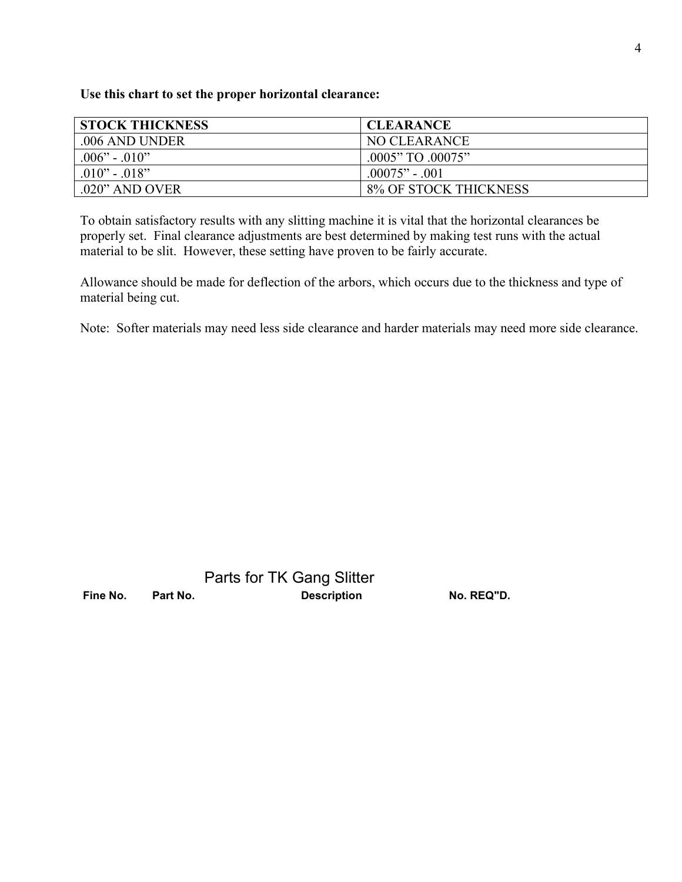**Use this chart to set the proper horizontal clearance:**

| STOCK THICKNESS | CLEARANCE |
|---|---|
| .006 AND UNDER | NO CLEARANCE |
| .006” - .010” | .0005” TO .00075” |
| .010” - .018” | .00075” - .001 |
| .020” AND OVER | 8% OF STOCK THICKNESS |

To obtain satisfactory results with any slitting machine it is vital that the horizontal clearances be properly set. Final clearance adjustments are best determined by making test runs with the actual material to be slit. However, these setting have proven to be fairly accurate.

Allowance should be made for deflection of the arbors, which occurs due to the thickness and type of material being cut.

Note: Softer materials may need less side clearance and harder materials may need more side clearance.

## Parts for TK Gang Slitter

| Fine No. | Part No. | Description | No. REQ"D. |
|---|---|---|---|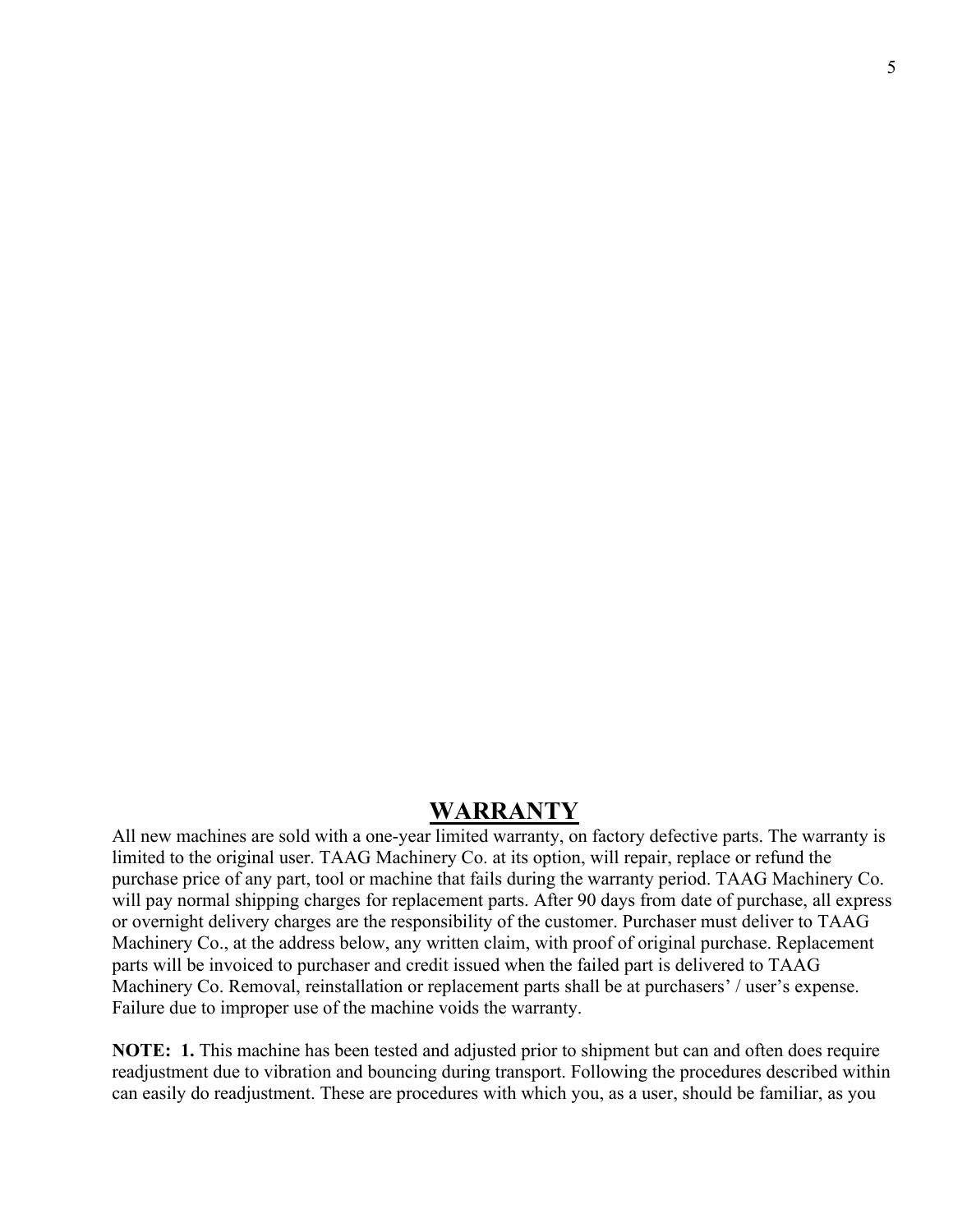# WARRANTY

All new machines are sold with a one-year limited warranty, on factory defective parts. The warranty is limited to the original user. TAAG Machinery Co. at its option, will repair, replace or refund the purchase price of any part, tool or machine that fails during the warranty period. TAAG Machinery Co. will pay normal shipping charges for replacement parts. After 90 days from date of purchase, all express or overnight delivery charges are the responsibility of the customer. Purchaser must deliver to TAAG Machinery Co., at the address below, any written claim, with proof of original purchase. Replacement parts will be invoiced to purchaser and credit issued when the failed part is delivered to TAAG Machinery Co. Removal, reinstallation or replacement parts shall be at purchasers' / user's expense. Failure due to improper use of the machine voids the warranty.

**NOTE: 1.** This machine has been tested and adjusted prior to shipment but can and often does require readjustment due to vibration and bouncing during transport. Following the procedures described within can easily do readjustment. These are procedures with which you, as a user, should be familiar, as you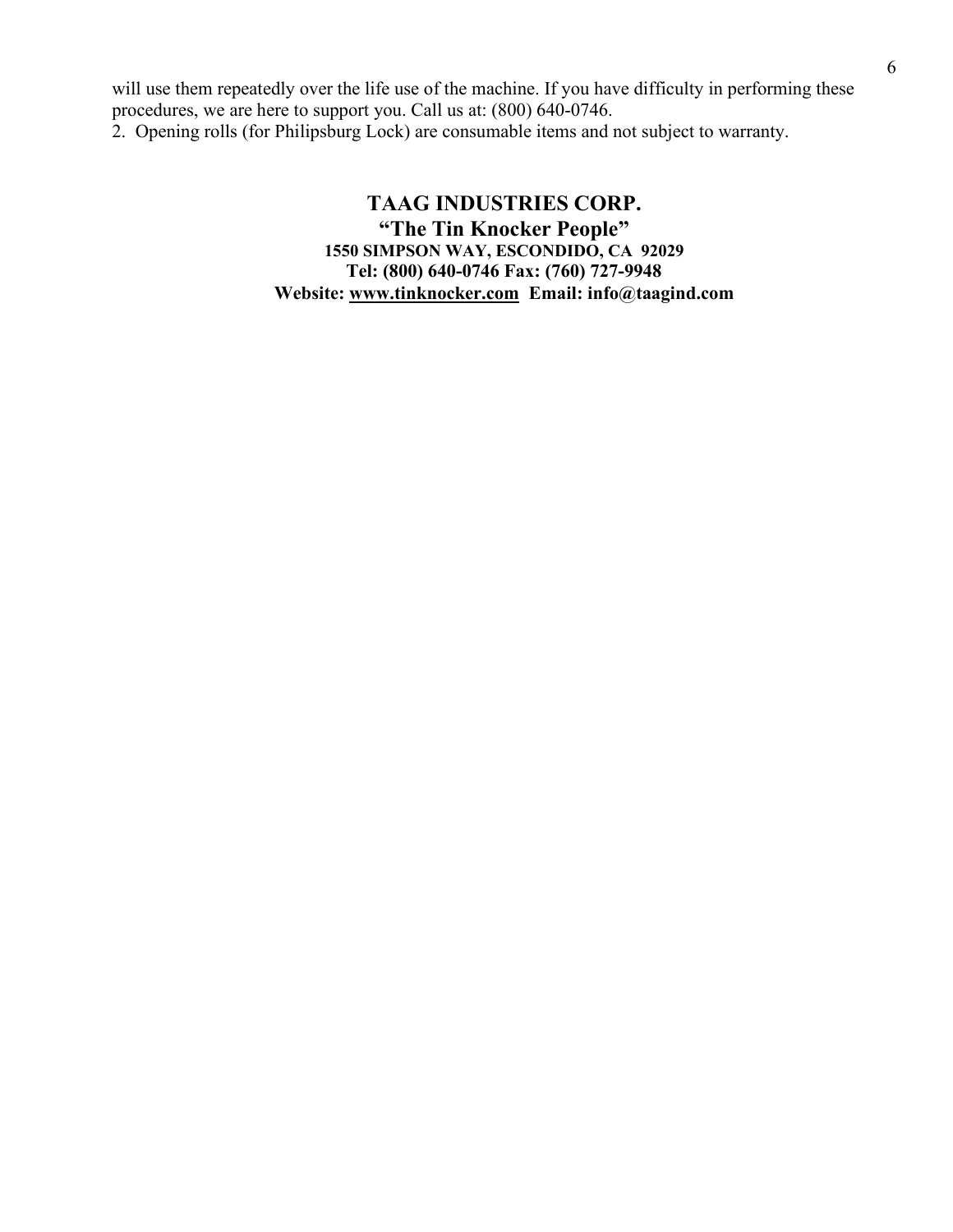will use them repeatedly over the life use of the machine. If you have difficulty in performing these procedures, we are here to support you. Call us at: (800) 640-0746.

2. Opening rolls (for Philipsburg Lock) are consumable items and not subject to warranty.

**TAAG INDUSTRIES CORP.**

**"The Tin Knocker People"**

**1550 SIMPSON WAY, ESCONDIDO, CA 92029**

**Tel: (800) 640-0746 Fax: (760) 727-9948**

**Website: www.tinknocker.com Email: info@taagind.com**